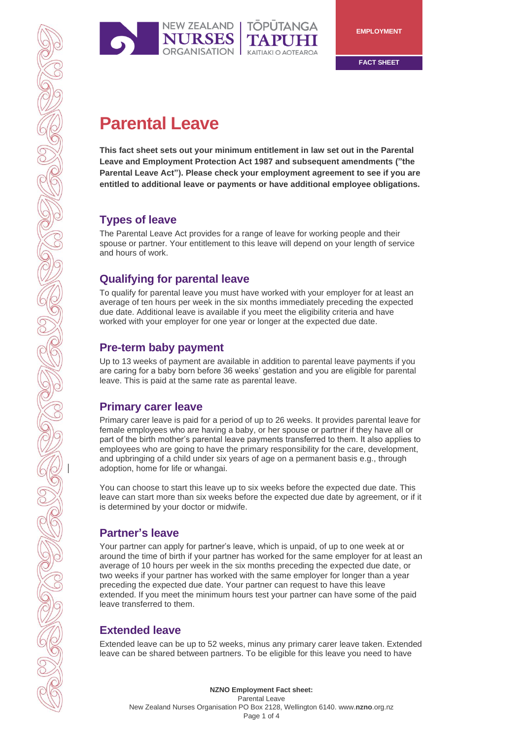EMPLOYMENT

FACT SHEET

# Parental Leave

**This fact sheet sets out your minimum entitlement in law set out in the Parental Leave and Employment Protection Act 1987 and subsequent amendments ("the Parental Leave Act"). Please check your employment agreement to see if you are entitled to additional leave or payments or have additional employee obligations.**

## Types of leave

The Parental Leave Act provides for a range of leave for working people and their spouse or partner. Your entitlement to this leave will depend on your length of service and hours of work.

## Qualifying for parental leave

To qualify for parental leave you must have worked with your employer for at least an average of ten hours per week in the six months immediately preceding the expected due date. Additional leave is available if you meet the eligibility criteria and have worked with your employer for one year or longer at the expected due date.

## Pre-term baby payment

Up to 13 weeks of payment are available in addition to parental leave payments if you are caring for a baby born before 36 weeks' gestation and you are eligible for parental leave. This is paid at the same rate as parental leave.

## Primary carer leave

Primary carer leave is paid for a period of up to 26 weeks. It provides parental leave for female employees who are having a baby, or her spouse or partner if they have all or part of the birth mother's parental leave payments transferred to them. It also applies to employees who are going to have the primary responsibility for the care, development, and upbringing of a child under six years of age on a permanent basis e.g., through adoption, home for life or whangai.

You can choose to start this leave up to six weeks before the expected due date. This leave can start more than six weeks before the expected due date by agreement, or if it is determined by your doctor or midwife.

## Partner's leave

Your partner can apply for partner's leave, which is unpaid, of up to one week at or around the time of birth if your partner has worked for the same employer for at least an average of 10 hours per week in the six months preceding the expected due date, or two weeks if your partner has worked with the same employer for longer than a year preceding the expected due date. Your partner can request to have this leave extended. If you meet the minimum hours test your partner can have some of the paid leave transferred to them.

## Extended leave

Extended leave can be up to 52 weeks, minus any primary carer leave taken. Extended leave can be shared between partners. To be eligible for this leave you need to have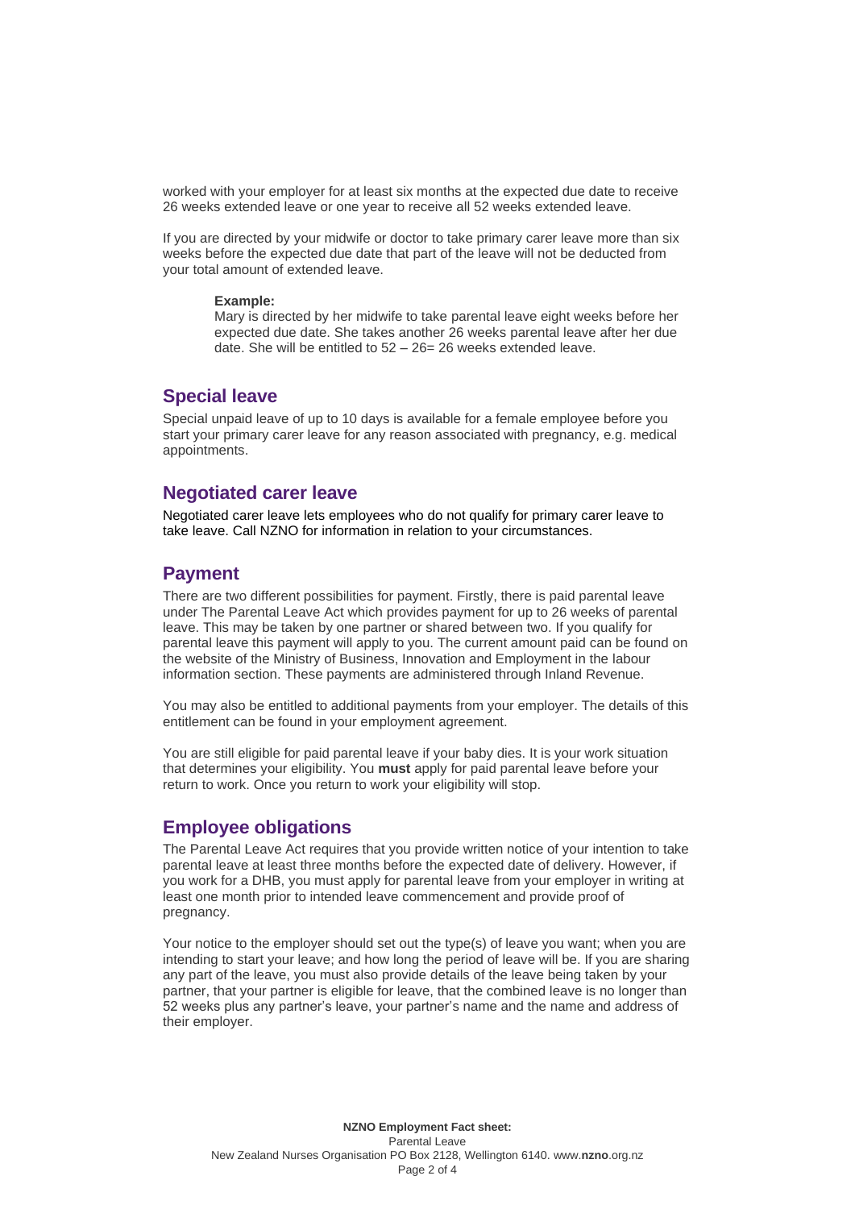worked with your employer for at least six months at the expected due date to receive 26 weeks extended leave or one year to receive all 52 weeks extended leave.

If you are directed by your midwife or doctor to take primary carer leave more than six weeks before the expected due date that part of the leave will not be deducted from your total amount of extended leave.

> **Example:**
> Mary is directed by her midwife to take parental leave eight weeks before her expected due date. She takes another 26 weeks parental leave after her due date. She will be entitled to 52 – 26= 26 weeks extended leave.

## Special leave

Special unpaid leave of up to 10 days is available for a female employee before you start your primary carer leave for any reason associated with pregnancy, e.g. medical appointments.

## Negotiated carer leave

Negotiated carer leave lets employees who do not qualify for primary carer leave to take leave. Call NZNO for information in relation to your circumstances.

## Payment

There are two different possibilities for payment. Firstly, there is paid parental leave under The Parental Leave Act which provides payment for up to 26 weeks of parental leave. This may be taken by one partner or shared between two. If you qualify for parental leave this payment will apply to you. The current amount paid can be found on the website of the Ministry of Business, Innovation and Employment in the labour information section. These payments are administered through Inland Revenue.

You may also be entitled to additional payments from your employer. The details of this entitlement can be found in your employment agreement.

You are still eligible for paid parental leave if your baby dies. It is your work situation that determines your eligibility. You **must** apply for paid parental leave before your return to work. Once you return to work your eligibility will stop.

## Employee obligations

The Parental Leave Act requires that you provide written notice of your intention to take parental leave at least three months before the expected date of delivery. However, if you work for a DHB, you must apply for parental leave from your employer in writing at least one month prior to intended leave commencement and provide proof of pregnancy.

Your notice to the employer should set out the type(s) of leave you want; when you are intending to start your leave; and how long the period of leave will be. If you are sharing any part of the leave, you must also provide details of the leave being taken by your partner, that your partner is eligible for leave, that the combined leave is no longer than 52 weeks plus any partner's leave, your partner's name and the name and address of their employer.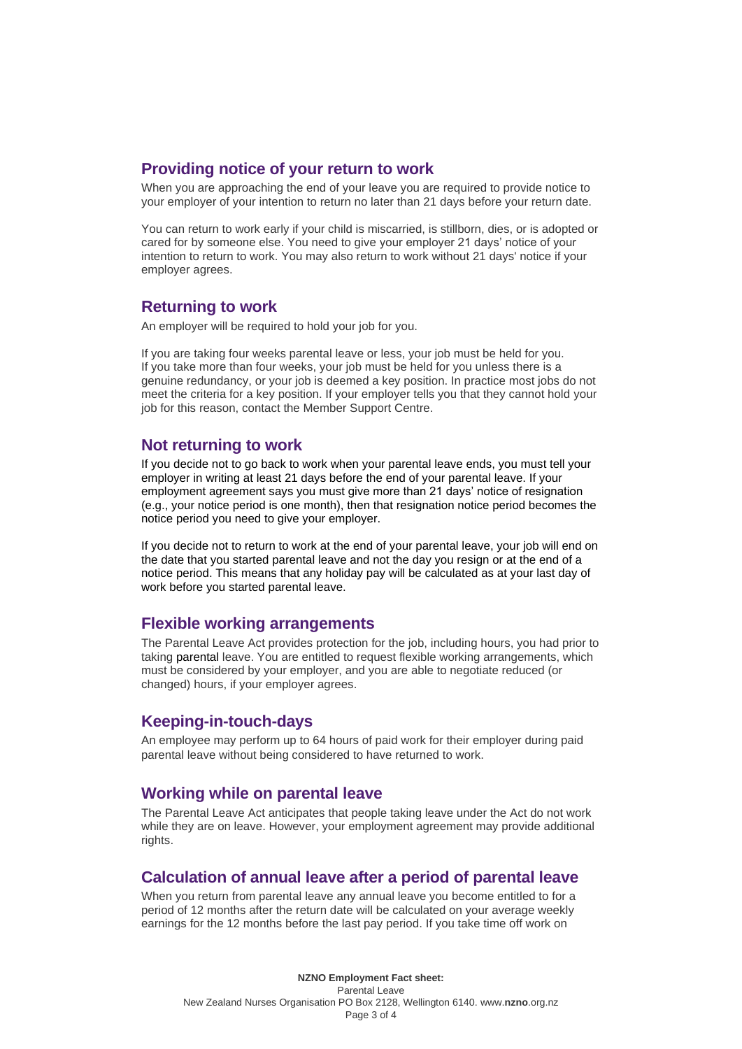## Providing notice of your return to work

When you are approaching the end of your leave you are required to provide notice to your employer of your intention to return no later than 21 days before your return date.

You can return to work early if your child is miscarried, is stillborn, dies, or is adopted or cared for by someone else. You need to give your employer 21 days' notice of your intention to return to work. You may also return to work without 21 days' notice if your employer agrees.

## Returning to work

An employer will be required to hold your job for you.

If you are taking four weeks parental leave or less, your job must be held for you. If you take more than four weeks, your job must be held for you unless there is a genuine redundancy, or your job is deemed a key position. In practice most jobs do not meet the criteria for a key position. If your employer tells you that they cannot hold your job for this reason, contact the Member Support Centre.

## Not returning to work

If you decide not to go back to work when your parental leave ends, you must tell your employer in writing at least 21 days before the end of your parental leave. If your employment agreement says you must give more than 21 days' notice of resignation (e.g., your notice period is one month), then that resignation notice period becomes the notice period you need to give your employer.

If you decide not to return to work at the end of your parental leave, your job will end on the date that you started parental leave and not the day you resign or at the end of a notice period. This means that any holiday pay will be calculated as at your last day of work before you started parental leave.

## Flexible working arrangements

The Parental Leave Act provides protection for the job, including hours, you had prior to taking parental leave. You are entitled to request flexible working arrangements, which must be considered by your employer, and you are able to negotiate reduced (or changed) hours, if your employer agrees.

## Keeping-in-touch-days

An employee may perform up to 64 hours of paid work for their employer during paid parental leave without being considered to have returned to work.

## Working while on parental leave

The Parental Leave Act anticipates that people taking leave under the Act do not work while they are on leave. However, your employment agreement may provide additional rights.

## Calculation of annual leave after a period of parental leave

When you return from parental leave any annual leave you become entitled to for a period of 12 months after the return date will be calculated on your average weekly earnings for the 12 months before the last pay period. If you take time off work on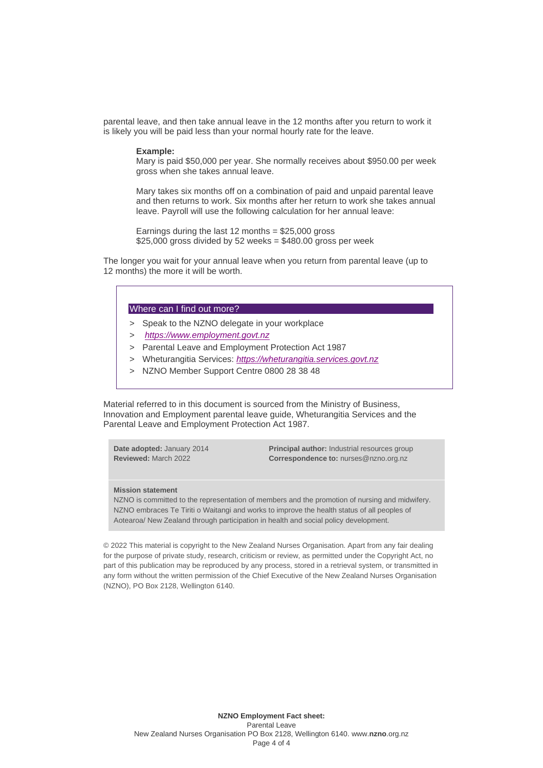parental leave, and then take annual leave in the 12 months after you return to work it is likely you will be paid less than your normal hourly rate for the leave.

**Example:**
Mary is paid $50,000 per year. She normally receives about $950.00 per week gross when she takes annual leave.

Mary takes six months off on a combination of paid and unpaid parental leave and then returns to work. Six months after her return to work she takes annual leave. Payroll will use the following calculation for her annual leave:

Earnings during the last 12 months = $25,000 gross
$25,000 gross divided by 52 weeks = $480.00 gross per week

The longer you wait for your annual leave when you return from parental leave (up to 12 months) the more it will be worth.

## Where can I find out more?

> Speak to the NZNO delegate in your workplace
> *https://www.employment.govt.nz*
> Parental Leave and Employment Protection Act 1987
> Wheturangitia Services: *https://wheturangitia.services.govt.nz*
> NZNO Member Support Centre 0800 28 38 48

Material referred to in this document is sourced from the Ministry of Business, Innovation and Employment parental leave guide, Wheturangitia Services and the Parental Leave and Employment Protection Act 1987.

**Date adopted:** January 2014
**Reviewed:** March 2022

**Principal author:** Industrial resources group
**Correspondence to:** nurses@nzno.org.nz

**Mission statement**
NZNO is committed to the representation of members and the promotion of nursing and midwifery. NZNO embraces Te Tiriti o Waitangi and works to improve the health status of all peoples of Aotearoa/ New Zealand through participation in health and social policy development.

© 2022 This material is copyright to the New Zealand Nurses Organisation. Apart from any fair dealing for the purpose of private study, research, criticism or review, as permitted under the Copyright Act, no part of this publication may be reproduced by any process, stored in a retrieval system, or transmitted in any form without the written permission of the Chief Executive of the New Zealand Nurses Organisation (NZNO), PO Box 2128, Wellington 6140.